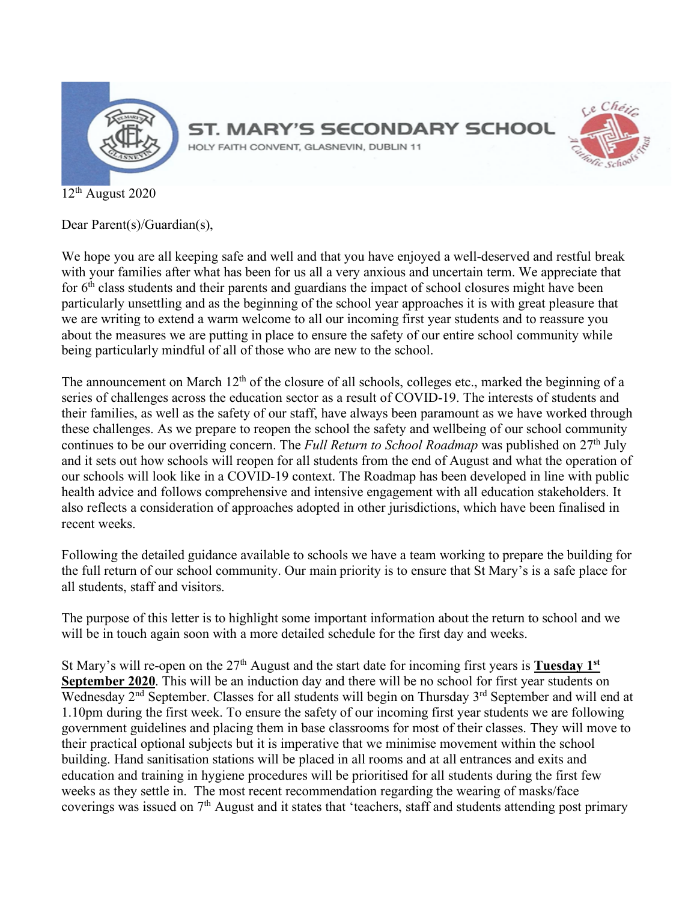# ST. MARY'S SECONDARY SCHOOL

HOLY FAITH CONVENT, GLASNEVIN, DUBLIN 11

12th August 2020

Dear Parent(s)/Guardian(s),

We hope you are all keeping safe and well and that you have enjoyed a well-deserved and restful break with your families after what has been for us all a very anxious and uncertain term. We appreciate that for 6th class students and their parents and guardians the impact of school closures might have been particularly unsettling and as the beginning of the school year approaches it is with great pleasure that we are writing to extend a warm welcome to all our incoming first year students and to reassure you about the measures we are putting in place to ensure the safety of our entire school community while being particularly mindful of all of those who are new to the school.

The announcement on March 12th of the closure of all schools, colleges etc., marked the beginning of a series of challenges across the education sector as a result of COVID-19. The interests of students and their families, as well as the safety of our staff, have always been paramount as we have worked through these challenges. As we prepare to reopen the school the safety and wellbeing of our school community continues to be our overriding concern. The *Full Return to School Roadmap* was published on 27th July and it sets out how schools will reopen for all students from the end of August and what the operation of our schools will look like in a COVID-19 context. The Roadmap has been developed in line with public health advice and follows comprehensive and intensive engagement with all education stakeholders. It also reflects a consideration of approaches adopted in other jurisdictions, which have been finalised in recent weeks.

Following the detailed guidance available to schools we have a team working to prepare the building for the full return of our school community. Our main priority is to ensure that St Mary's is a safe place for all students, staff and visitors.

The purpose of this letter is to highlight some important information about the return to school and we will be in touch again soon with a more detailed schedule for the first day and weeks.

St Mary's will re-open on the 27th August and the start date for incoming first years is **Tuesday 1st September 2020**. This will be an induction day and there will be no school for first year students on Wednesday 2nd September. Classes for all students will begin on Thursday 3rd September and will end at 1.10pm during the first week. To ensure the safety of our incoming first year students we are following government guidelines and placing them in base classrooms for most of their classes. They will move to their practical optional subjects but it is imperative that we minimise movement within the school building. Hand sanitisation stations will be placed in all rooms and at all entrances and exits and education and training in hygiene procedures will be prioritised for all students during the first few weeks as they settle in. The most recent recommendation regarding the wearing of masks/face coverings was issued on 7th August and it states that 'teachers, staff and students attending post primary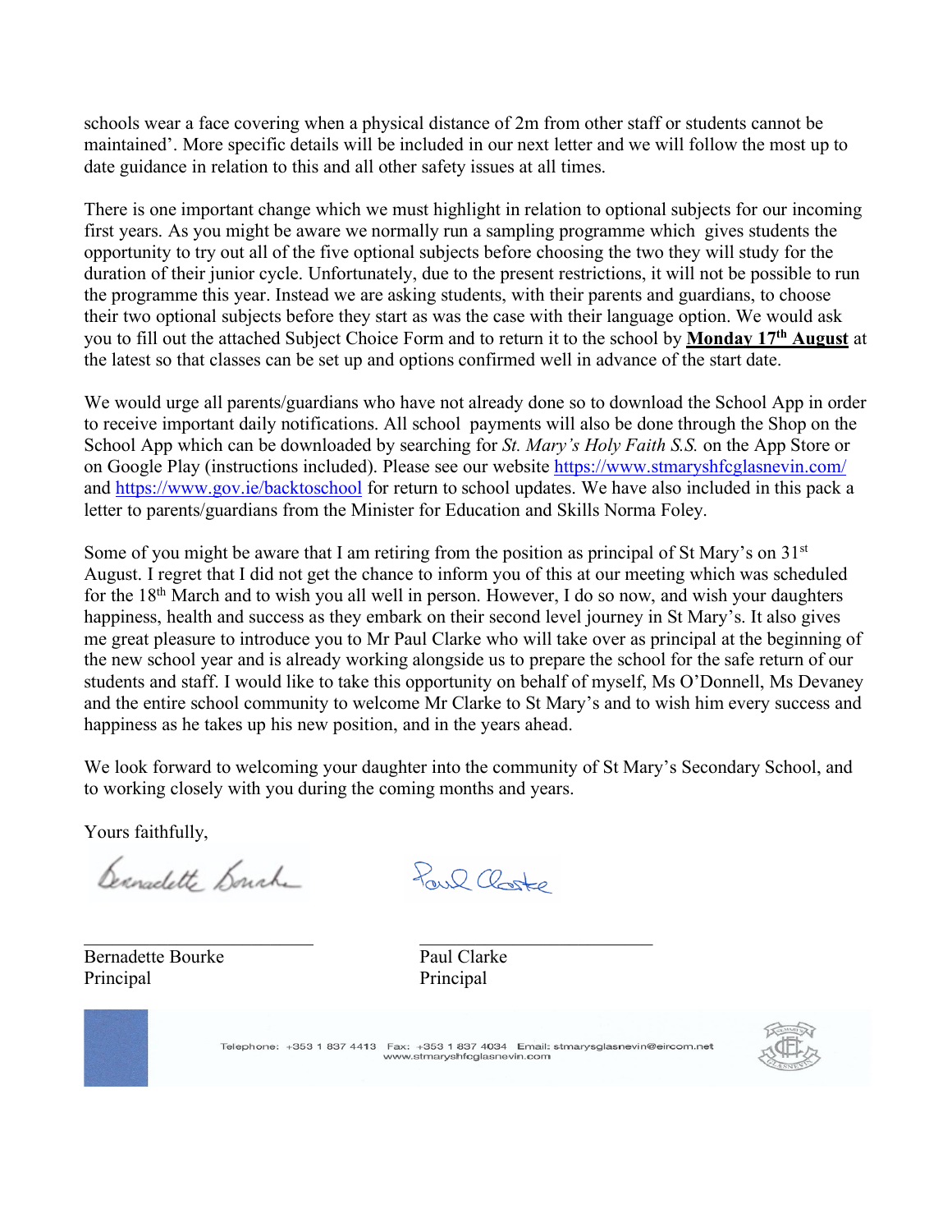schools wear a face covering when a physical distance of 2m from other staff or students cannot be maintained'. More specific details will be included in our next letter and we will follow the most up to date guidance in relation to this and all other safety issues at all times.

There is one important change which we must highlight in relation to optional subjects for our incoming first years. As you might be aware we normally run a sampling programme which gives students the opportunity to try out all of the five optional subjects before choosing the two they will study for the duration of their junior cycle. Unfortunately, due to the present restrictions, it will not be possible to run the programme this year. Instead we are asking students, with their parents and guardians, to choose their two optional subjects before they start as was the case with their language option. We would ask you to fill out the attached Subject Choice Form and to return it to the school by **Monday 17th August** at the latest so that classes can be set up and options confirmed well in advance of the start date.

We would urge all parents/guardians who have not already done so to download the School App in order to receive important daily notifications. All school payments will also be done through the Shop on the School App which can be downloaded by searching for *St. Mary's Holy Faith S.S.* on the App Store or on Google Play (instructions included). Please see our website https://www.stmaryshfcglasnevin.com/ and https://www.gov.ie/backtoschool for return to school updates. We have also included in this pack a letter to parents/guardians from the Minister for Education and Skills Norma Foley.

Some of you might be aware that I am retiring from the position as principal of St Mary's on 31st August. I regret that I did not get the chance to inform you of this at our meeting which was scheduled for the 18th March and to wish you all well in person. However, I do so now, and wish your daughters happiness, health and success as they embark on their second level journey in St Mary's. It also gives me great pleasure to introduce you to Mr Paul Clarke who will take over as principal at the beginning of the new school year and is already working alongside us to prepare the school for the safe return of our students and staff. I would like to take this opportunity on behalf of myself, Ms O'Donnell, Ms Devaney and the entire school community to welcome Mr Clarke to St Mary's and to wish him every success and happiness as he takes up his new position, and in the years ahead.

We look forward to welcoming your daughter into the community of St Mary's Secondary School, and to working closely with you during the coming months and years.

Yours faithfully,

Bernadette Bourke
Principal

Paul Clarke
Principal

Telephone: +353 1 837 4413 Fax: +353 1 837 4034 Email: stmarysglasnevin@eircom.net
www.stmaryshfcglasnevin.com